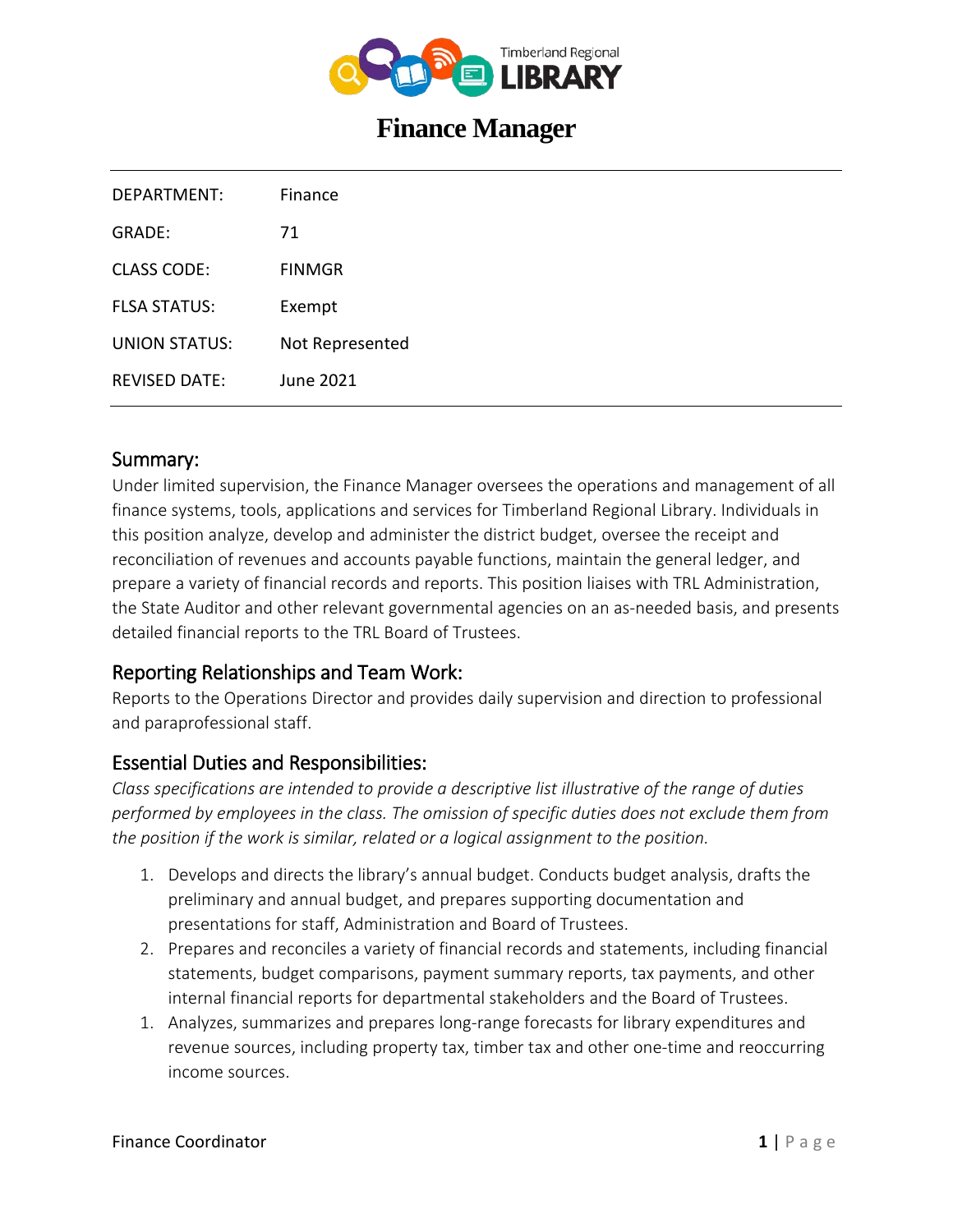# Finance Manager

| | |
|---|---|
| DEPARTMENT: | Finance |
| GRADE: | 71 |
| CLASS CODE: | FINMGR |
| FLSA STATUS: | Exempt |
| UNION STATUS: | Not Represented |
| REVISED DATE: | June 2021 |

## Summary:

Under limited supervision, the Finance Manager oversees the operations and management of all finance systems, tools, applications and services for Timberland Regional Library. Individuals in this position analyze, develop and administer the district budget, oversee the receipt and reconciliation of revenues and accounts payable functions, maintain the general ledger, and prepare a variety of financial records and reports. This position liaises with TRL Administration, the State Auditor and other relevant governmental agencies on an as-needed basis, and presents detailed financial reports to the TRL Board of Trustees.

## Reporting Relationships and Team Work:

Reports to the Operations Director and provides daily supervision and direction to professional and paraprofessional staff.

## Essential Duties and Responsibilities:

*Class specifications are intended to provide a descriptive list illustrative of the range of duties performed by employees in the class. The omission of specific duties does not exclude them from the position if the work is similar, related or a logical assignment to the position.*

1. Develops and directs the library's annual budget. Conducts budget analysis, drafts the preliminary and annual budget, and prepares supporting documentation and presentations for staff, Administration and Board of Trustees.
2. Prepares and reconciles a variety of financial records and statements, including financial statements, budget comparisons, payment summary reports, tax payments, and other internal financial reports for departmental stakeholders and the Board of Trustees.
1. Analyzes, summarizes and prepares long-range forecasts for library expenditures and revenue sources, including property tax, timber tax and other one-time and reoccurring income sources.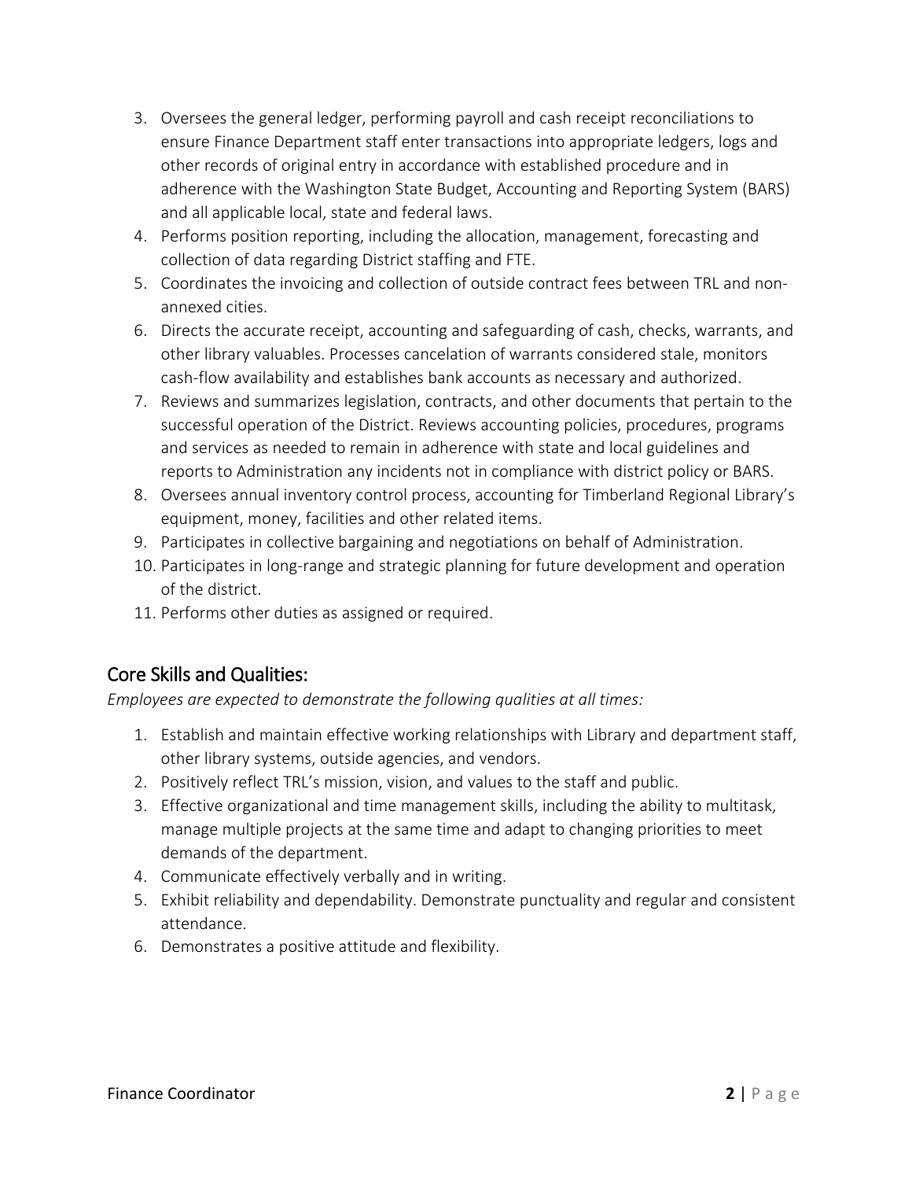3. Oversees the general ledger, performing payroll and cash receipt reconciliations to ensure Finance Department staff enter transactions into appropriate ledgers, logs and other records of original entry in accordance with established procedure and in adherence with the Washington State Budget, Accounting and Reporting System (BARS) and all applicable local, state and federal laws.
4. Performs position reporting, including the allocation, management, forecasting and collection of data regarding District staffing and FTE.
5. Coordinates the invoicing and collection of outside contract fees between TRL and non-annexed cities.
6. Directs the accurate receipt, accounting and safeguarding of cash, checks, warrants, and other library valuables. Processes cancelation of warrants considered stale, monitors cash-flow availability and establishes bank accounts as necessary and authorized.
7. Reviews and summarizes legislation, contracts, and other documents that pertain to the successful operation of the District. Reviews accounting policies, procedures, programs and services as needed to remain in adherence with state and local guidelines and reports to Administration any incidents not in compliance with district policy or BARS.
8. Oversees annual inventory control process, accounting for Timberland Regional Library's equipment, money, facilities and other related items.
9. Participates in collective bargaining and negotiations on behalf of Administration.
10. Participates in long-range and strategic planning for future development and operation of the district.
11. Performs other duties as assigned or required.

## Core Skills and Qualities:

*Employees are expected to demonstrate the following qualities at all times:*

1. Establish and maintain effective working relationships with Library and department staff, other library systems, outside agencies, and vendors.
2. Positively reflect TRL's mission, vision, and values to the staff and public.
3. Effective organizational and time management skills, including the ability to multitask, manage multiple projects at the same time and adapt to changing priorities to meet demands of the department.
4. Communicate effectively verbally and in writing.
5. Exhibit reliability and dependability. Demonstrate punctuality and regular and consistent attendance.
6. Demonstrates a positive attitude and flexibility.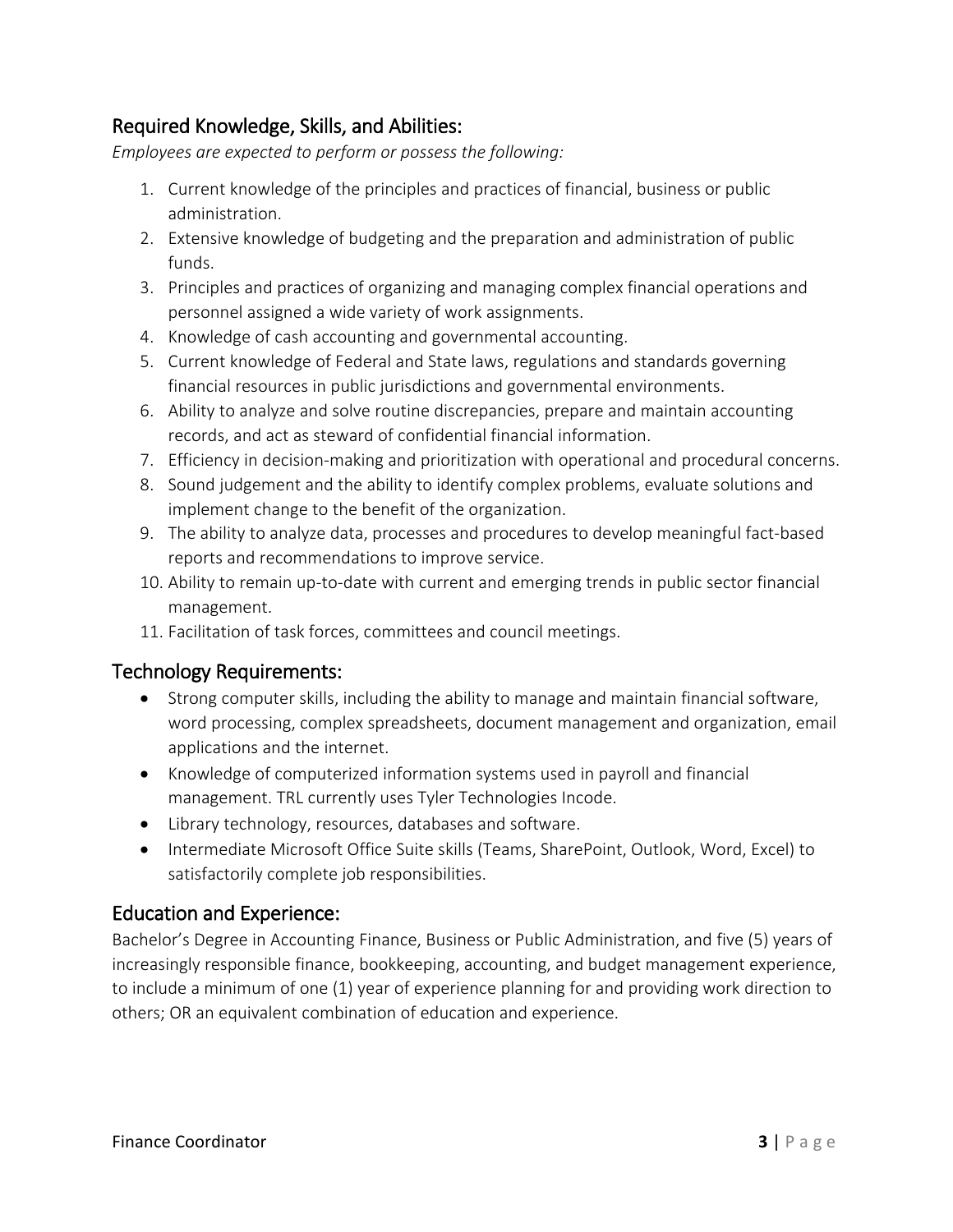## Required Knowledge, Skills, and Abilities:

*Employees are expected to perform or possess the following:*

1. Current knowledge of the principles and practices of financial, business or public administration.
2. Extensive knowledge of budgeting and the preparation and administration of public funds.
3. Principles and practices of organizing and managing complex financial operations and personnel assigned a wide variety of work assignments.
4. Knowledge of cash accounting and governmental accounting.
5. Current knowledge of Federal and State laws, regulations and standards governing financial resources in public jurisdictions and governmental environments.
6. Ability to analyze and solve routine discrepancies, prepare and maintain accounting records, and act as steward of confidential financial information.
7. Efficiency in decision-making and prioritization with operational and procedural concerns.
8. Sound judgement and the ability to identify complex problems, evaluate solutions and implement change to the benefit of the organization.
9. The ability to analyze data, processes and procedures to develop meaningful fact-based reports and recommendations to improve service.
10. Ability to remain up-to-date with current and emerging trends in public sector financial management.
11. Facilitation of task forces, committees and council meetings.

## Technology Requirements:

- Strong computer skills, including the ability to manage and maintain financial software, word processing, complex spreadsheets, document management and organization, email applications and the internet.
- Knowledge of computerized information systems used in payroll and financial management. TRL currently uses Tyler Technologies Incode.
- Library technology, resources, databases and software.
- Intermediate Microsoft Office Suite skills (Teams, SharePoint, Outlook, Word, Excel) to satisfactorily complete job responsibilities.

## Education and Experience:

Bachelor's Degree in Accounting Finance, Business or Public Administration, and five (5) years of increasingly responsible finance, bookkeeping, accounting, and budget management experience, to include a minimum of one (1) year of experience planning for and providing work direction to others; OR an equivalent combination of education and experience.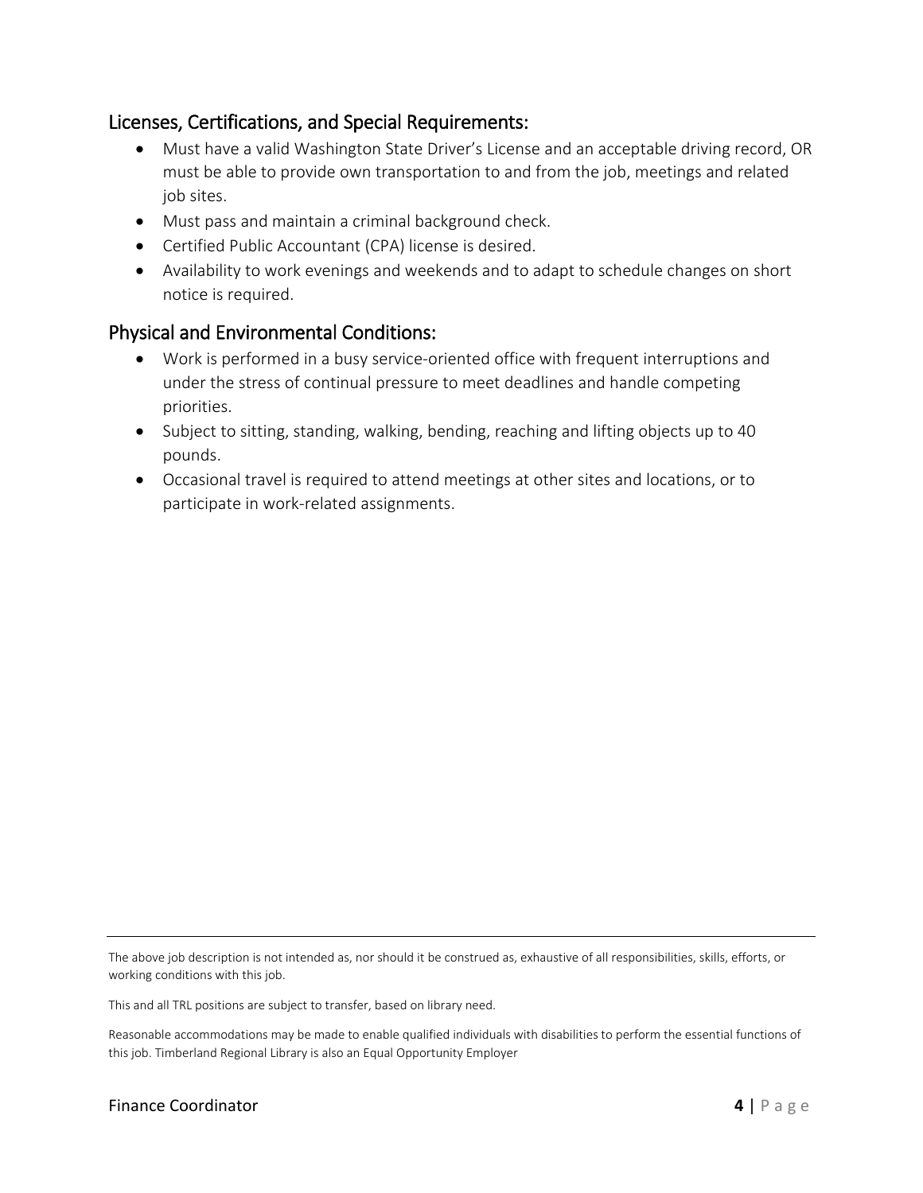## Licenses, Certifications, and Special Requirements:

- Must have a valid Washington State Driver's License and an acceptable driving record, OR must be able to provide own transportation to and from the job, meetings and related job sites.
- Must pass and maintain a criminal background check.
- Certified Public Accountant (CPA) license is desired.
- Availability to work evenings and weekends and to adapt to schedule changes on short notice is required.

## Physical and Environmental Conditions:

- Work is performed in a busy service-oriented office with frequent interruptions and under the stress of continual pressure to meet deadlines and handle competing priorities.
- Subject to sitting, standing, walking, bending, reaching and lifting objects up to 40 pounds.
- Occasional travel is required to attend meetings at other sites and locations, or to participate in work-related assignments.

---

The above job description is not intended as, nor should it be construed as, exhaustive of all responsibilities, skills, efforts, or working conditions with this job.

This and all TRL positions are subject to transfer, based on library need.

Reasonable accommodations may be made to enable qualified individuals with disabilities to perform the essential functions of this job. Timberland Regional Library is also an Equal Opportunity Employer